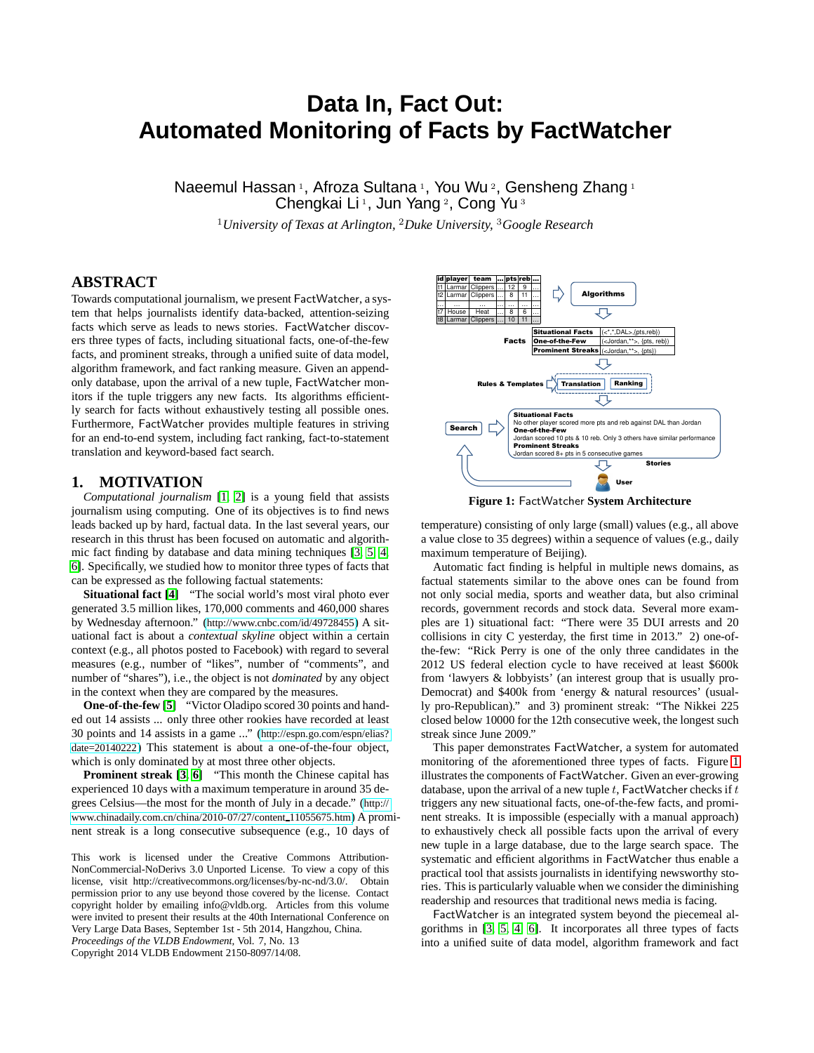# Data In, Fact Out: Automated Monitoring of Facts by FactWatcher

Naeemul Hassan [1], Afroza Sultana [1], You Wu [2], Gensheng Zhang [1]
Chengkai Li [1], Jun Yang [2], Cong Yu [3]

[1] *University of Texas at Arlington,* [2] *Duke University,* [3] *Google Research*

## ABSTRACT

Towards computational journalism, we present FactWatcher, a system that helps journalists identify data-backed, attention-seizing facts which serve as leads to news stories. FactWatcher discovers three types of facts, including situational facts, one-of-the-few facts, and prominent streaks, through a unified suite of data model, algorithm framework, and fact ranking measure. Given an append-only database, upon the arrival of a new tuple, FactWatcher monitors if the tuple triggers any new facts. Its algorithms efficiently search for facts without exhaustively testing all possible ones. Furthermore, FactWatcher provides multiple features in striving for an end-to-end system, including fact ranking, fact-to-statement translation and keyword-based fact search.

## 1. MOTIVATION

*Computational journalism* [1, 2] is a young field that assists journalism using computing. One of its objectives is to find news leads backed up by hard, factual data. In the last several years, our research in this thrust has been focused on automatic and algorithmic fact finding by database and data mining techniques [3, 5, 4, 6]. Specifically, we studied how to monitor three types of facts that can be expressed as the following factual statements:

**Situational fact [4]** "The social world's most viral photo ever generated 3.5 million likes, 170,000 comments and 460,000 shares by Wednesday afternoon." (http://www.cnbc.com/id/49728455) A situational fact is about a *contextual skyline* object within a certain context (e.g., all photos posted to Facebook) with regard to several measures (e.g., number of "likes", number of "comments", and number of "shares"), i.e., the object is not *dominated* by any object in the context when they are compared by the measures.

**One-of-the-few [5]** "Victor Oladipo scored 30 points and handed out 14 assists ... only three other rookies have recorded at least 30 points and 14 assists in a game ..." (http://espn.go.com/espn/elias?date=20140222) This statement is about a one-of-the-four object, which is only dominated by at most three other objects.

**Prominent streak [3, 6]** "This month the Chinese capital has experienced 10 days with a maximum temperature in around 35 degrees Celsius—the most for the month of July in a decade." (http://www.chinadaily.com.cn/china/2010-07/27/content_11055675.htm) A prominent streak is a long consecutive subsequence (e.g., 10 days of temperature) consisting of only large (small) values (e.g., all above a value close to 35 degrees) within a sequence of values (e.g., daily maximum temperature of Beijing).

Automatic fact finding is helpful in multiple news domains, as factual statements similar to the above ones can be found from not only social media, sports and weather data, but also criminal records, government records and stock data. Several more examples are 1) situational fact: "There were 35 DUI arrests and 20 collisions in city C yesterday, the first time in 2013." 2) one-of-the-few: "Rick Perry is one of the only three candidates in the 2012 US federal election cycle to have received at least $600k from 'lawyers & lobbyists' (an interest group that is usually pro-Democrat) and $400k from 'energy & natural resources' (usually pro-Republican)." and 3) prominent streak: "The Nikkei 225 closed below 10000 for the 12th consecutive week, the longest such streak since June 2009."

Figure 1: FactWatcher **System Architecture**

This paper demonstrates FactWatcher, a system for automated monitoring of the aforementioned three types of facts. Figure 1 illustrates the components of FactWatcher. Given an ever-growing database, upon the arrival of a new tuple $t$, FactWatcher checks if $t$ triggers any new situational facts, one-of-the-few facts, and prominent streaks. It is impossible (especially with a manual approach) to exhaustively check all possible facts upon the arrival of every new tuple in a large database, due to the large search space. The systematic and efficient algorithms in FactWatcher thus enable a practical tool that assists journalists in identifying newsworthy stories. This is particularly valuable when we consider the diminishing readership and resources that traditional news media is facing.

FactWatcher is an integrated system beyond the piecemeal algorithms in [3, 5, 4, 6]. It incorporates all three types of facts into a unified suite of data model, algorithm framework and fact

This work is licensed under the Creative Commons Attribution-NonCommercial-NoDerivs 3.0 Unported License. To view a copy of this license, visit http://creativecommons.org/licenses/by-nc-nd/3.0/. Obtain permission prior to any use beyond those covered by the license. Contact copyright holder by emailing info@vldb.org. Articles from this volume were invited to present their results at the 40th International Conference on Very Large Data Bases, September 1st - 5th 2014, Hangzhou, China.
*Proceedings of the VLDB Endowment,* Vol. 7, No. 13
Copyright 2014 VLDB Endowment 2150-8097/14/08.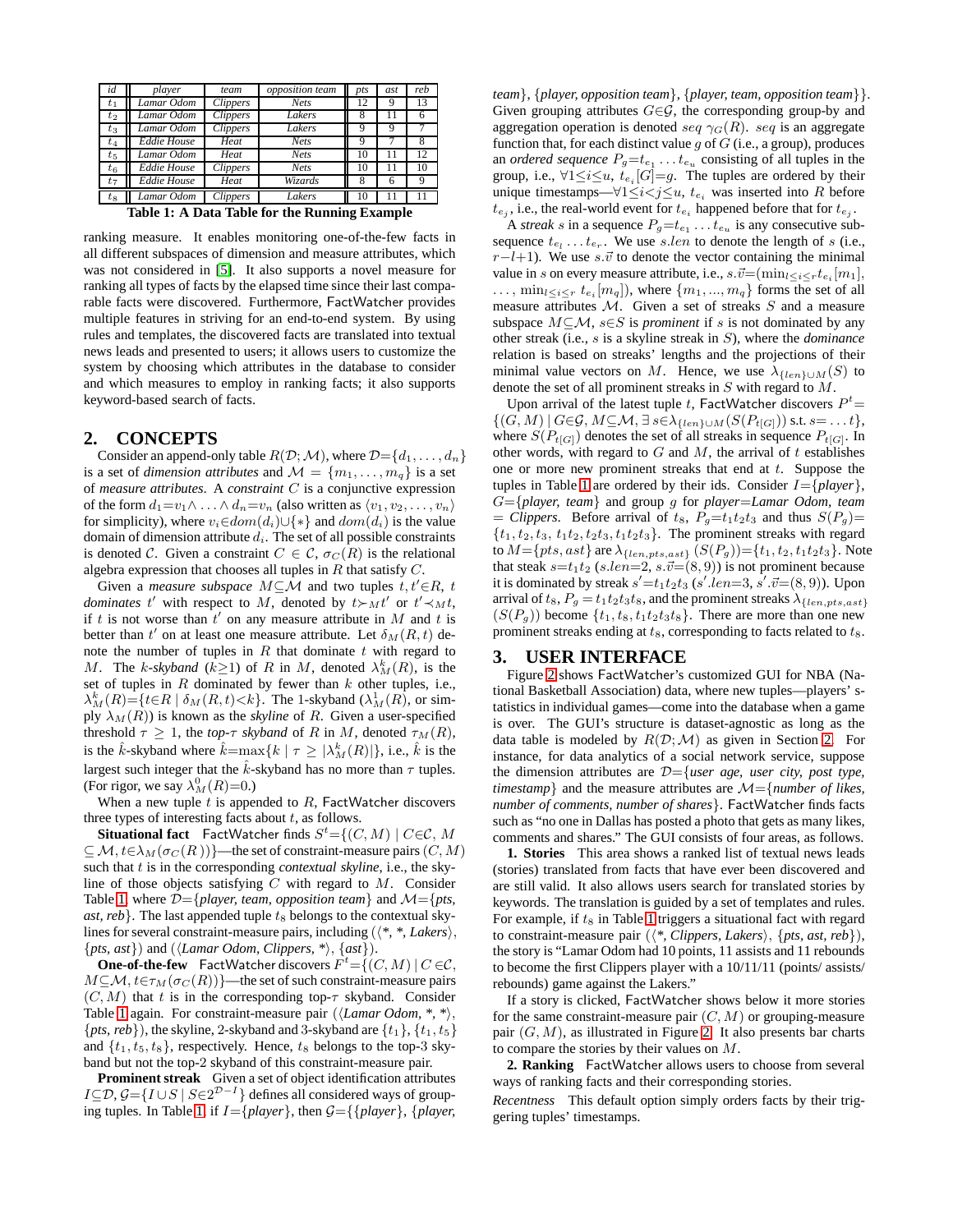| *id* | *player* | *team* | *opposition team* | *pts* | *ast* | *reb* |
|---|---|---|---|---|---|---|
| $t_1$ | *Lamar Odom* | *Clippers* | *Nets* | 12 | 9 | 13 |
| $t_2$ | *Lamar Odom* | *Clippers* | *Lakers* | 8 | 11 | 6 |
| $t_3$ | *Lamar Odom* | *Clippers* | *Lakers* | 9 | 9 | 7 |
| $t_4$ | *Eddie House* | *Heat* | *Nets* | 9 | 7 | 8 |
| $t_5$ | *Lamar Odom* | *Heat* | *Nets* | 10 | 11 | 12 |
| $t_6$ | *Eddie House* | *Clippers* | *Nets* | 10 | 11 | 10 |
| $t_7$ | *Eddie House* | *Heat* | *Wizards* | 8 | 6 | 9 |
| $t_8$ | *Lamar Odom* | *Clippers* | *Lakers* | 10 | 11 | 11 |

**Table 1: A Data Table for the Running Example**

ranking measure. It enables monitoring one-of-the-few facts in all different subspaces of dimension and measure attributes, which was not considered in [5]. It also supports a novel measure for ranking all types of facts by the elapsed time since their last comparable facts were discovered. Furthermore, FactWatcher provides multiple features in striving for an end-to-end system. By using rules and templates, the discovered facts are translated into textual news leads and presented to users; it allows users to customize the system by choosing which attributes in the database to consider and which measures to employ in ranking facts; it also supports keyword-based search of facts.

## 2. CONCEPTS

Consider an append-only table $R(\mathcal{D};\mathcal{M})$, where $\mathcal{D}$=$\{d_1,\ldots,d_n\}$ is a set of *dimension attributes* and $\mathcal{M}=\{m_1,\ldots,m_q\}$ is a set of *measure attributes*. A *constraint* $C$ is a conjunctive expression of the form $d_1$=$v_1\wedge\ldots\wedge d_n$=$v_n$ (also written as $\langle v_1, v_2,\ldots,v_n\rangle$ for simplicity), where $v_i\in dom(d_i)\cup\{*\}$ and $dom(d_i)$ is the value domain of dimension attribute $d_i$. The set of all possible constraints is denoted $\mathcal{C}$. Given a constraint $C\in\mathcal{C}$, $\sigma_C(R)$ is the relational algebra expression that chooses all tuples in $R$ that satisfy $C$.

Given a *measure subspace* $M\subseteq\mathcal{M}$ and two tuples $t,t'\in R$, $t$ *dominates* $t'$ with respect to $M$, denoted by $t\succ_M t'$ or $t'\prec_M t$, if $t$ is not worse than $t'$ on any measure attribute in $M$ and $t$ is better than $t'$ on at least one measure attribute. Let $\delta_M(R,t)$ denote the number of tuples in $R$ that dominate $t$ with regard to $M$. The $k$*-skyband* ($k\geq1$) of $R$ in $M$, denoted $\lambda_M^k(R)$, is the set of tuples in $R$ dominated by fewer than $k$ other tuples, i.e., $\lambda_M^k(R)$=$\{t\in R \mid \delta_M(R,t)<k\}$. The 1-skyband ($\lambda_M^1(R)$, or simply $\lambda_M(R)$) is known as the *skyline* of $R$. Given a user-specified threshold $\tau\geq1$, the *top-*$\tau$ *skyband* of $R$ in $M$, denoted $\tau_M(R)$, is the $\hat{k}$-skyband where $\hat{k}$=$\max\{k \mid \tau\geq|\lambda_M^k(R)|\}$, i.e., $\hat{k}$ is the largest such integer that the $\hat{k}$-skyband has no more than $\tau$ tuples. (For rigor, we say $\lambda_M^0(R)$=0.)

When a new tuple $t$ is appended to $R$, FactWatcher discovers three types of interesting facts about $t$, as follows.

**Situational fact** FactWatcher finds $S^t$=$\{(C,M) \mid C\in\mathcal{C}, M\subseteq\mathcal{M}, t\in\lambda_M(\sigma_C(R))\}$—the set of constraint-measure pairs $(C,M)$ such that $t$ is in the corresponding *contextual skyline*, i.e., the skyline of those objects satisfying $C$ with regard to $M$. Consider Table 1, where $\mathcal{D}$=$\{$*player, team, opposition team*$\}$ and $\mathcal{M}$=$\{$*pts, ast, reb*$\}$. The last appended tuple $t_8$ belongs to the contextual skylines for several constraint-measure pairs, including ($\langle$*, *, *Lakers*$\rangle$, $\{$*pts, ast*$\}$) and ($\langle$*Lamar Odom, Clippers*, *$\rangle$, $\{$*ast*$\}$).

**One-of-the-few** FactWatcher discovers $F^t$=$\{(C,M) \mid C\in\mathcal{C}, M\subseteq\mathcal{M}, t\in\tau_M(\sigma_C(R))\}$—the set of such constraint-measure pairs $(C,M)$ that $t$ is in the corresponding top-$\tau$ skyband. Consider Table 1 again. For constraint-measure pair ($\langle$*Lamar Odom*, *, *$\rangle$, $\{$*pts, reb*$\}$), the skyline, 2-skyband and 3-skyband are $\{t_1\}$, $\{t_1,t_5\}$ and $\{t_1,t_5,t_8\}$, respectively. Hence, $t_8$ belongs to the top-3 skyband but not the top-2 skyband of this constraint-measure pair.

**Prominent streak** Given a set of object identification attributes $I\subseteq\mathcal{D}$, $\mathcal{G}$=$\{I\cup S \mid S\in2^{\mathcal{D}-I}\}$ defines all considered ways of grouping tuples. In Table 1, if $I$=$\{$*player*$\}$, then $\mathcal{G}$=$\{\{$*player*$\}$, $\{$*player, team*$\}$, $\{$*player, opposition team*$\}$, $\{$*player, team, opposition team*$\}\}$. Given grouping attributes $G\in\mathcal{G}$, the corresponding group-by and aggregation operation is denoted $seq\ \gamma_G(R)$. $seq$ is an aggregate function that, for each distinct value $g$ of $G$ (i.e., a group), produces an *ordered sequence* $P_g$=$t_{e_1}\ldots t_{e_u}$ consisting of all tuples in the group, i.e., $\forall 1\leq i\leq u$, $t_{e_i}[G]$=$g$. The tuples are ordered by their unique timestamps—$\forall 1\leq i<j\leq u$, $t_{e_i}$ was inserted into $R$ before $t_{e_j}$, i.e., the real-world event for $t_{e_i}$ happened before that for $t_{e_j}$.

A *streak* $s$ in a sequence $P_g$=$t_{e_1}\ldots t_{e_u}$ is any consecutive subsequence $t_{e_l}\ldots t_{e_r}$. We use $s.len$ to denote the length of $s$ (i.e., $r-l+1$). We use $s.\vec{v}$ to denote the vector containing the minimal value in $s$ on every measure attribute, i.e., $s.\vec{v}$=($\min_{l\leq i\leq r}t_{e_i}[m_1]$, $\ldots$, $\min_{l\leq i\leq r}\ t_{e_i}[m_q]$), where $\{m_1,\ldots,m_q\}$ forms the set of all measure attributes $\mathcal{M}$. Given a set of streaks $S$ and a measure subspace $M\subseteq\mathcal{M}$, $s\in S$ is *prominent* if $s$ is not dominated by any other streak (i.e., $s$ is a skyline streak in $S$), where the *dominance* relation is based on streaks' lengths and the projections of their minimal value vectors on $M$. Hence, we use $\lambda_{\{len\}\cup M}(S)$ to denote the set of all prominent streaks in $S$ with regard to $M$.

Upon arrival of the latest tuple $t$, FactWatcher discovers $P^t$= $\{(G,M) \mid G\in\mathcal{G}, M\subseteq\mathcal{M}, \exists\, s\in\lambda_{\{len\}\cup M}(S(P_{t[G]}))$ s.t. $s$= $\ldots t\}$, where $S(P_{t[G]})$ denotes the set of all streaks in sequence $P_{t[G]}$. In other words, with regard to $G$ and $M$, the arrival of $t$ establishes one or more new prominent streaks that end at $t$. Suppose the tuples in Table 1 are ordered by their ids. Consider $I$=$\{$*player*$\}$, $G$=$\{$*player, team*$\}$ and group $g$ for *player*=*Lamar Odom*, *team* = *Clippers*. Before arrival of $t_8$, $P_g$=$t_1t_2t_3$ and thus $S(P_g)$= $\{t_1,t_2,t_3,t_1t_2,t_2t_3,t_1t_2t_3\}$. The prominent streaks with regard to $M$=$\{pts, ast\}$ are $\lambda_{\{len,pts,ast\}}$ $(S(P_g))$=$\{t_1,t_2,t_1t_2t_3\}$. Note that steak $s$=$t_1t_2$ ($s.len$=2, $s.\vec{v}$=(8, 9)) is not prominent because it is dominated by streak $s'$=$t_1t_2t_3$ ($s'.len$=3, $s'.\vec{v}$=(8, 9)). Upon arrival of $t_8$, $P_g=t_1t_2t_3t_8$, and the prominent streaks $\lambda_{\{len,pts,ast\}}$ $(S(P_g))$ become $\{t_1,t_8,t_1t_2t_3t_8\}$. There are more than one new prominent streaks ending at $t_8$, corresponding to facts related to $t_8$.

## 3. USER INTERFACE

Figure 2 shows FactWatcher's customized GUI for NBA (National Basketball Association) data, where new tuples—players' statistics in individual games—come into the database when a game is over. The GUI's structure is dataset-agnostic as long as the data table is modeled by $R(\mathcal{D};\mathcal{M})$ as given in Section 2. For instance, for data analytics of a social network service, suppose the dimension attributes are $\mathcal{D}$=$\{$*user age, user city, post type, timestamp*$\}$ and the measure attributes are $\mathcal{M}$=$\{$*number of likes, number of comments, number of shares*$\}$. FactWatcher finds facts such as "no one in Dallas has posted a photo that gets as many likes, comments and shares." The GUI consists of four areas, as follows.

**1. Stories** This area shows a ranked list of textual news leads (stories) translated from facts that have ever been discovered and are still valid. It also allows users search for translated stories by keywords. The translation is guided by a set of templates and rules. For example, if $t_8$ in Table 1 triggers a situational fact with regard to constraint-measure pair ($\langle$*, *Clippers*, *Lakers*$\rangle$, $\{$*pts, ast, reb*$\}$), the story is "Lamar Odom had 10 points, 11 assists and 11 rebounds to become the first Clippers player with a 10/11/11 (points/ assists/ rebounds) game against the Lakers."

If a story is clicked, FactWatcher shows below it more stories for the same constraint-measure pair $(C,M)$ or grouping-measure pair $(G,M)$, as illustrated in Figure 2. It also presents bar charts to compare the stories by their values on $M$.

**2. Ranking** FactWatcher allows users to choose from several ways of ranking facts and their corresponding stories.

*Recentness* This default option simply orders facts by their triggering tuples' timestamps.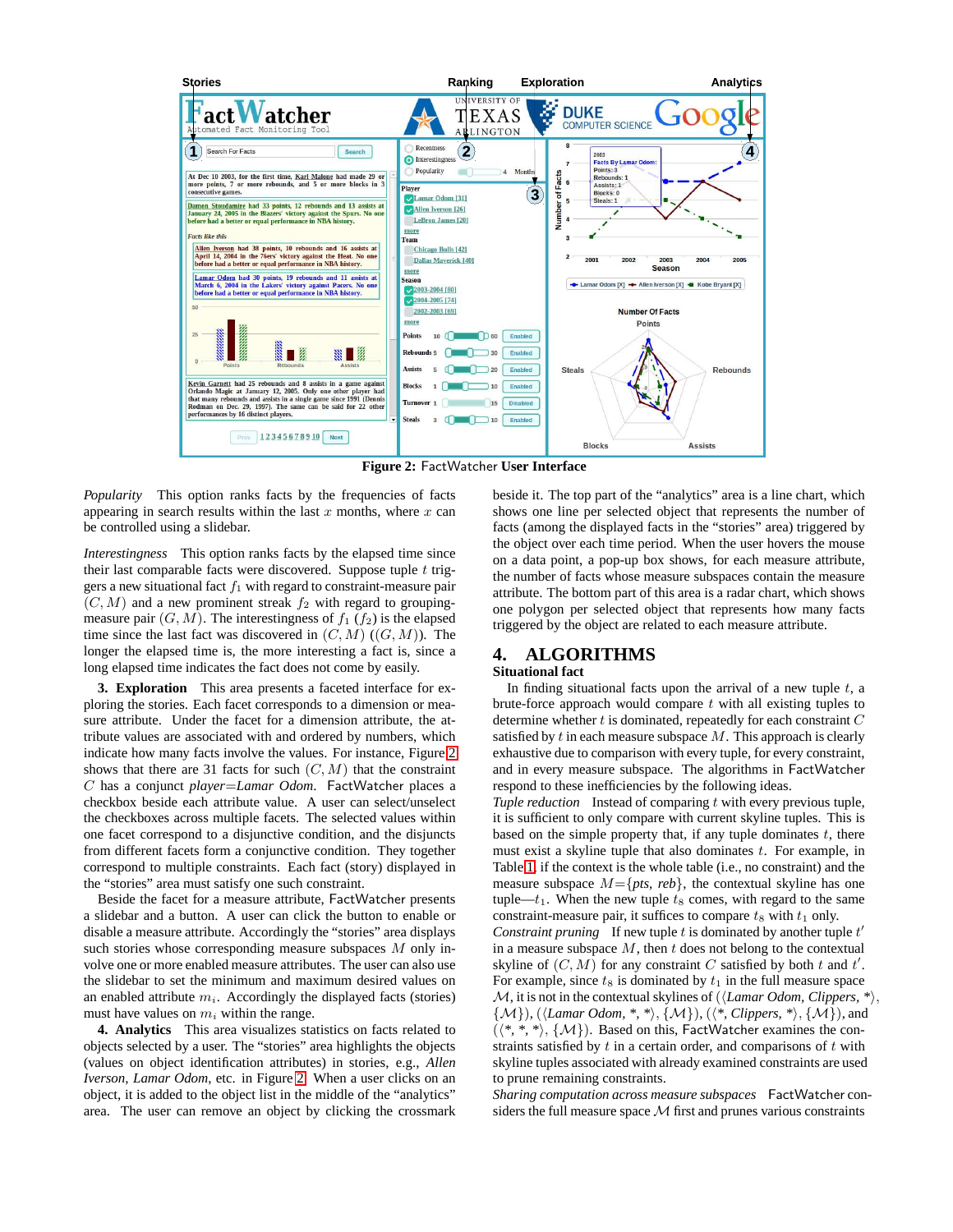Stories

Ranking

Exploration

Analytics

FactWatcher

Automated Fact Monitoring Tool

Search For Facts

Search

At Dec 10 2003, for the first time, Karl Malone had made 29 or more points, 7 or more rebounds, and 5 or more blocks in 3 consecutive games.

Damon Stoudamire had 33 points, 12 rebounds and 13 assists at January 24, 2005 in the Blazers' victory against the Spurs. No one before had a better or equal performance in NBA history.

Facts like this

Allen Iverson had 38 points, 10 rebounds and 16 assists at April 14, 2004 in the 76ers' victory against the Heat. No one before had a better or equal performance in NBA history.

Lamar Odom had 30 points, 19 rebounds and 11 assists at March 6, 2004 in the Lakers' victory against Pacers. No one before had a better or equal performance in NBA history.

Kevin Garnett had 25 rebounds and 8 assists in a game against Orlando Magic at January 12, 2005. Only one other player had that many rebounds and assists in a single game since 1991 (Dennis Rodman on Dec. 29, 1997). The same can be said for 22 other performances by 16 distinct players.

Prev 1 2 3 4 5 6 7 8 9 10 Next

Recentness

Interestingness

Popularity

4 Months

Player

Lamar Odom [31]

Allen Iverson [26]

LeBron James [20]

more

Team

Chicago Bulls [42]

Dallas Maverick [40]

more

Season

2003-2004 [80]

2004-2005 [74]

2002-2003 [69]

more

Points 10 60 Enabled

Rebounds 5 30 Enabled

Assists 5 20 Enabled

Blocks 1 10 Enabled

Turnover 1 15 Disabled

Steals 3 10 Enabled

2003

Facts By Lamar Odom:

Points: 3

Rebounds: 1

Assists: 1

Blocks: 0

Steals: 1

Number of Facts

Season

Lamar Odom [X] Allen Iverson [X] Kobe Bryant [X]

Number Of Facts

Points

Rebounds

Assists

Blocks

Steals

Figure 2: FactWatcher **User Interface**

*Popularity* This option ranks facts by the frequencies of facts appearing in search results within the last $x$ months, where $x$ can be controlled using a slidebar.

*Interestingness* This option ranks facts by the elapsed time since their last comparable facts were discovered. Suppose tuple $t$ triggers a new situational fact $f_1$ with regard to constraint-measure pair $(C, M)$ and a new prominent streak $f_2$ with regard to grouping-measure pair $(G, M)$. The interestingness of $f_1$ ($f_2$) is the elapsed time since the last fact was discovered in $(C, M)$ ($(G, M)$). The longer the elapsed time is, the more interesting a fact is, since a long elapsed time indicates the fact does not come by easily.

**3. Exploration** This area presents a faceted interface for exploring the stories. Each facet corresponds to a dimension or measure attribute. Under the facet for a dimension attribute, the attribute values are associated with and ordered by numbers, which indicate how many facts involve the values. For instance, Figure 2 shows that there are 31 facts for such $(C, M)$ that the constraint $C$ has a conjunct *player*=*Lamar Odom*. FactWatcher places a checkbox beside each attribute value. A user can select/unselect the checkboxes across multiple facets. The selected values within one facet correspond to a disjunctive condition, and the disjuncts from different facets form a conjunctive condition. They together correspond to multiple constraints. Each fact (story) displayed in the "stories" area must satisfy one such constraint.

Beside the facet for a measure attribute, FactWatcher presents a slidebar and a button. A user can click the button to enable or disable a measure attribute. Accordingly the "stories" area displays such stories whose corresponding measure subspaces $M$ only involve one or more enabled measure attributes. The user can also use the slidebar to set the minimum and maximum desired values on an enabled attribute $m_i$. Accordingly the displayed facts (stories) must have values on $m_i$ within the range.

**4. Analytics** This area visualizes statistics on facts related to objects selected by a user. The "stories" area highlights the objects (values on object identification attributes) in stories, e.g., *Allen Iverson*, *Lamar Odom*, etc. in Figure 2. When a user clicks on an object, it is added to the object list in the middle of the "analytics" area. The user can remove an object by clicking the crossmark beside it. The top part of the "analytics" area is a line chart, which shows one line per selected object that represents the number of facts (among the displayed facts in the "stories" area) triggered by the object over each time period. When the user hovers the mouse on a data point, a pop-up box shows, for each measure attribute, the number of facts whose measure subspaces contain the measure attribute. The bottom part of this area is a radar chart, which shows one polygon per selected object that represents how many facts triggered by the object are related to each measure attribute.

## 4. ALGORITHMS

### Situational fact

In finding situational facts upon the arrival of a new tuple $t$, a brute-force approach would compare $t$ with all existing tuples to determine whether $t$ is dominated, repeatedly for each constraint $C$ satisfied by $t$ in each measure subspace $M$. This approach is clearly exhaustive due to comparison with every tuple, for every constraint, and in every measure subspace. The algorithms in FactWatcher respond to these inefficiencies by the following ideas.

*Tuple reduction* Instead of comparing $t$ with every previous tuple, it is sufficient to only compare with current skyline tuples. This is based on the simple property that, if any tuple dominates $t$, there must exist a skyline tuple that also dominates $t$. For example, in Table 1, if the context is the whole table (i.e., no constraint) and the measure subspace $M$={*pts, reb*}, the contextual skyline has one tuple—$t_1$. When the new tuple $t_8$ comes, with regard to the same constraint-measure pair, it suffices to compare $t_8$ with $t_1$ only.

*Constraint pruning* If new tuple $t$ is dominated by another tuple $t'$ in a measure subspace $M$, then $t$ does not belong to the contextual skyline of $(C, M)$ for any constraint $C$ satisfied by both $t$ and $t'$. For example, since $t_8$ is dominated by $t_1$ in the full measure space $\mathcal{M}$, it is not in the contextual skylines of (⟨*Lamar Odom*, *Clippers*, \*⟩, {$\mathcal{M}$}), (⟨*Lamar Odom*, \*, \*⟩, {$\mathcal{M}$}), (⟨\*, *Clippers*, \*⟩, {$\mathcal{M}$}), and (⟨\*, \*, \*⟩, {$\mathcal{M}$}). Based on this, FactWatcher examines the constraints satisfied by $t$ in a certain order, and comparisons of $t$ with skyline tuples associated with already examined constraints are used to prune remaining constraints.

*Sharing computation across measure subspaces* FactWatcher considers the full measure space $\mathcal{M}$ first and prunes various constraints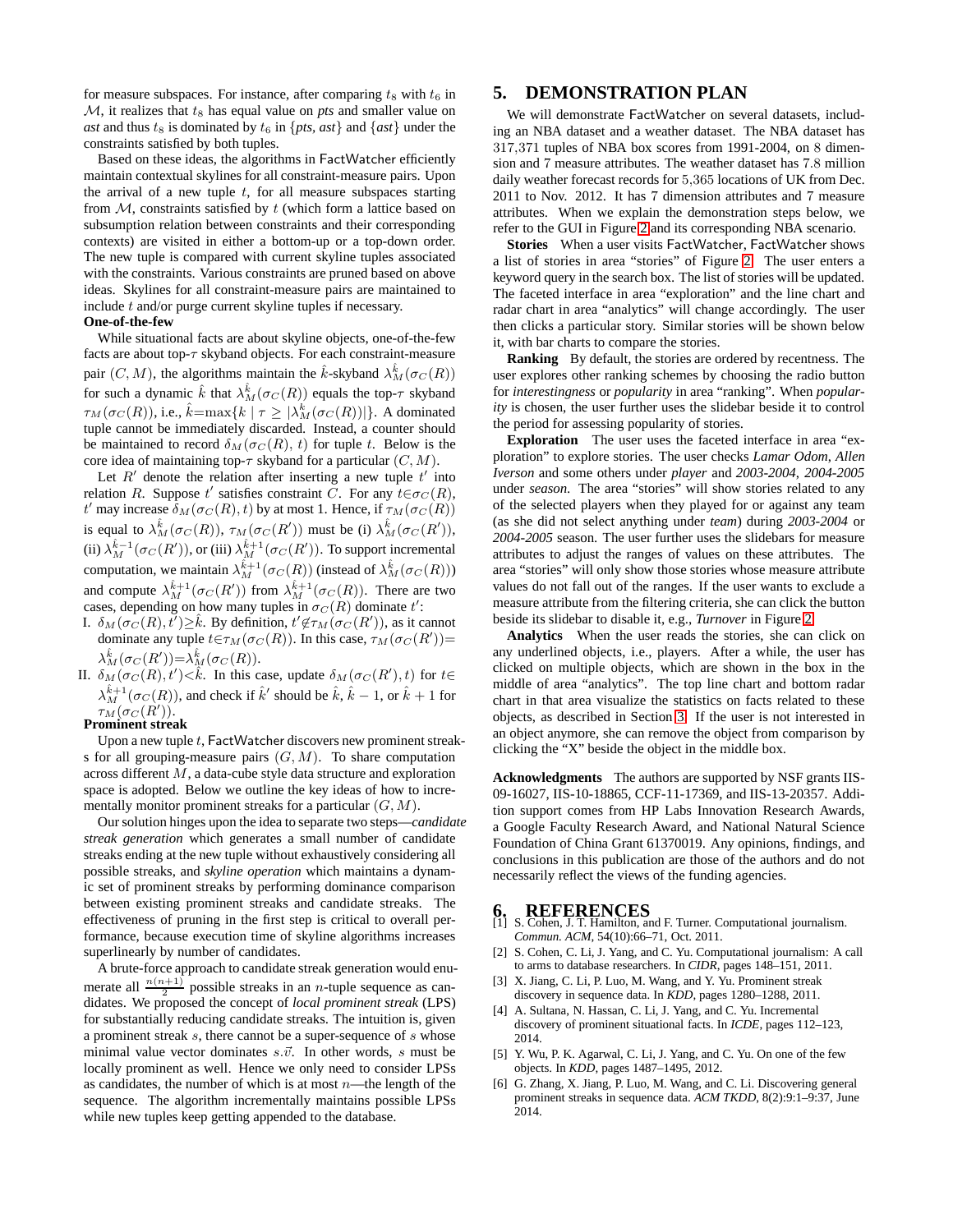for measure subspaces. For instance, after comparing $t_8$ with $t_6$ in $\mathcal{M}$, it realizes that $t_8$ has equal value on *pts* and smaller value on *ast* and thus $t_8$ is dominated by $t_6$ in {*pts, ast*} and {*ast*} under the constraints satisfied by both tuples.

Based on these ideas, the algorithms in FactWatcher efficiently maintain contextual skylines for all constraint-measure pairs. Upon the arrival of a new tuple $t$, for all measure subspaces starting from $\mathcal{M}$, constraints satisfied by $t$ (which form a lattice based on subsumption relation between constraints and their corresponding contexts) are visited in either a bottom-up or a top-down order. The new tuple is compared with current skyline tuples associated with the constraints. Various constraints are pruned based on above ideas. Skylines for all constraint-measure pairs are maintained to include $t$ and/or purge current skyline tuples if necessary.

**One-of-the-few**

While situational facts are about skyline objects, one-of-the-few facts are about top-$\tau$ skyband objects. For each constraint-measure pair $(C, M)$, the algorithms maintain the $\hat{k}$-skyband $\lambda_M^{\hat{k}}(\sigma_C(R))$ for such a dynamic $\hat{k}$ that $\lambda_M^{\hat{k}}(\sigma_C(R))$ equals the top-$\tau$ skyband $\tau_M(\sigma_C(R))$, i.e., $\hat{k}=\max\{k \mid \tau \geq |\lambda_M^k(\sigma_C(R))|\}$. A dominated tuple cannot be immediately discarded. Instead, a counter should be maintained to record $\delta_M(\sigma_C(R), t)$ for tuple $t$. Below is the core idea of maintaining top-$\tau$ skyband for a particular $(C, M)$.

Let $R'$ denote the relation after inserting a new tuple $t'$ into relation $R$. Suppose $t'$ satisfies constraint $C$. For any $t \in \sigma_C(R)$, $t'$ may increase $\delta_M(\sigma_C(R), t)$ by at most 1. Hence, if $\tau_M(\sigma_C(R))$ is equal to $\lambda_M^{\hat{k}}(\sigma_C(R))$, $\tau_M(\sigma_C(R'))$ must be (i) $\lambda_M^{\hat{k}}(\sigma_C(R'))$, (ii) $\lambda_M^{\hat{k}-1}(\sigma_C(R'))$, or (iii) $\lambda_M^{\hat{k}+1}(\sigma_C(R'))$. To support incremental computation, we maintain $\lambda_M^{\hat{k}+1}(\sigma_C(R))$ (instead of $\lambda_M^{\hat{k}}(\sigma_C(R))$) and compute $\lambda_M^{\hat{k}+1}(\sigma_C(R'))$ from $\lambda_M^{\hat{k}+1}(\sigma_C(R))$. There are two cases, depending on how many tuples in $\sigma_C(R)$ dominate $t'$:

I. $\delta_M(\sigma_C(R), t') \geq \hat{k}$. By definition, $t' \notin \tau_M(\sigma_C(R'))$, as it cannot dominate any tuple $t \in \tau_M(\sigma_C(R))$. In this case, $\tau_M(\sigma_C(R')) = \lambda_M^{\hat{k}}(\sigma_C(R')) = \lambda_M^{\hat{k}}(\sigma_C(R))$.

II. $\delta_M(\sigma_C(R), t') < \hat{k}$. In this case, update $\delta_M(\sigma_C(R'), t)$ for $t \in \lambda_M^{\hat{k}+1}(\sigma_C(R))$, and check if $\hat{k}'$ should be $\hat{k}$, $\hat{k}-1$, or $\hat{k}+1$ for $\tau_M(\sigma_C(R'))$.

**Prominent streak**

Upon a new tuple $t$, FactWatcher discovers new prominent streaks for all grouping-measure pairs $(G, M)$. To share computation across different $M$, a data-cube style data structure and exploration space is adopted. Below we outline the key ideas of how to incrementally monitor prominent streaks for a particular $(G, M)$.

Our solution hinges upon the idea to separate two steps—*candidate streak generation* which generates a small number of candidate streaks ending at the new tuple without exhaustively considering all possible streaks, and *skyline operation* which maintains a dynamic set of prominent streaks by performing dominance comparison between existing prominent streaks and candidate streaks. The effectiveness of pruning in the first step is critical to overall performance, because execution time of skyline algorithms increases superlinearly by number of candidates.

A brute-force approach to candidate streak generation would enumerate all $\frac{n(n+1)}{2}$ possible streaks in an $n$-tuple sequence as candidates. We proposed the concept of *local prominent streak* (LPS) for substantially reducing candidate streaks. The intuition is, given a prominent streak $s$, there cannot be a super-sequence of $s$ whose minimal value vector dominates $s.\vec{v}$. In other words, $s$ must be locally prominent as well. Hence we only need to consider LPSs as candidates, the number of which is at most $n$—the length of the sequence. The algorithm incrementally maintains possible LPSs while new tuples keep getting appended to the database.

# 5. DEMONSTRATION PLAN

We will demonstrate FactWatcher on several datasets, including an NBA dataset and a weather dataset. The NBA dataset has 317,371 tuples of NBA box scores from 1991-2004, on 8 dimension and 7 measure attributes. The weather dataset has 7.8 million daily weather forecast records for 5,365 locations of UK from Dec. 2011 to Nov. 2012. It has 7 dimension attributes and 7 measure attributes. When we explain the demonstration steps below, we refer to the GUI in Figure 2 and its corresponding NBA scenario.

**Stories** When a user visits FactWatcher, FactWatcher shows a list of stories in area "stories" of Figure 2. The user enters a keyword query in the search box. The list of stories will be updated. The faceted interface in area "exploration" and the line chart and radar chart in area "analytics" will change accordingly. The user then clicks a particular story. Similar stories will be shown below it, with bar charts to compare the stories.

**Ranking** By default, the stories are ordered by recentness. The user explores other ranking schemes by choosing the radio button for *interestingness* or *popularity* in area "ranking". When *popularity* is chosen, the user further uses the slidebar beside it to control the period for assessing popularity of stories.

**Exploration** The user uses the faceted interface in area "exploration" to explore stories. The user checks *Lamar Odom*, *Allen Iverson* and some others under *player* and *2003-2004*, *2004-2005* under *season*. The area "stories" will show stories related to any of the selected players when they played for or against any team (as she did not select anything under *team*) during *2003-2004* or *2004-2005* season. The user further uses the slidebars for measure attributes to adjust the ranges of values on these attributes. The area "stories" will only show those stories whose measure attribute values do not fall out of the ranges. If the user wants to exclude a measure attribute from the filtering criteria, she can click the button beside its slidebar to disable it, e.g., *Turnover* in Figure 2.

**Analytics** When the user reads the stories, she can click on any underlined objects, i.e., players. After a while, the user has clicked on multiple objects, which are shown in the box in the middle of area "analytics". The top line chart and bottom radar chart in that area visualize the statistics on facts related to these objects, as described in Section 3. If the user is not interested in an object anymore, she can remove the object from comparison by clicking the "X" beside the object in the middle box.

**Acknowledgments** The authors are supported by NSF grants IIS-09-16027, IIS-10-18865, CCF-11-17369, and IIS-13-20357. Addition support comes from HP Labs Innovation Research Awards, a Google Faculty Research Award, and National Natural Science Foundation of China Grant 61370019. Any opinions, findings, and conclusions in this publication are those of the authors and do not necessarily reflect the views of the funding agencies.

# 6. REFERENCES

[1] S. Cohen, J. T. Hamilton, and F. Turner. Computational journalism. *Commun. ACM*, 54(10):66–71, Oct. 2011.

[2] S. Cohen, C. Li, J. Yang, and C. Yu. Computational journalism: A call to arms to database researchers. In *CIDR*, pages 148–151, 2011.

[3] X. Jiang, C. Li, P. Luo, M. Wang, and Y. Yu. Prominent streak discovery in sequence data. In *KDD*, pages 1280–1288, 2011.

[4] A. Sultana, N. Hassan, C. Li, J. Yang, and C. Yu. Incremental discovery of prominent situational facts. In *ICDE*, pages 112–123, 2014.

[5] Y. Wu, P. K. Agarwal, C. Li, J. Yang, and C. Yu. On one of the few objects. In *KDD*, pages 1487–1495, 2012.

[6] G. Zhang, X. Jiang, P. Luo, M. Wang, and C. Li. Discovering general prominent streaks in sequence data. *ACM TKDD*, 8(2):9:1–9:37, June 2014.